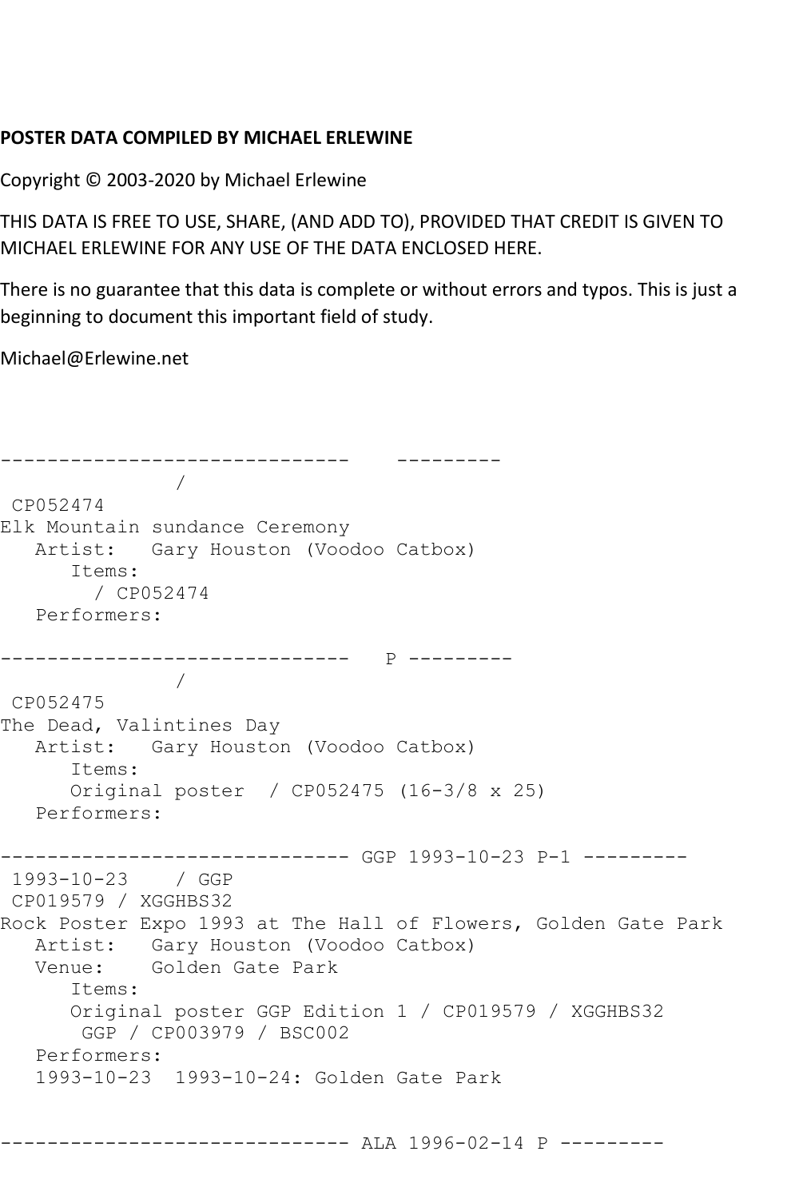**POSTER DATA COMPILED BY MICHAEL ERLEWINE**

Copyright © 2003-2020 by Michael Erlewine

THIS DATA IS FREE TO USE, SHARE, (AND ADD TO), PROVIDED THAT CREDIT IS GIVEN TO MICHAEL ERLEWINE FOR ANY USE OF THE DATA ENCLOSED HERE.

There is no guarantee that this data is complete or without errors and typos. This is just a beginning to document this important field of study.

Michael@Erlewine.net

```
------------------------------    ---------
               /
 CP052474
Elk Mountain sundance Ceremony
   Artist:   Gary Houston (Voodoo Catbox)
      Items:
        / CP052474
   Performers:

------------------------------   P ---------
               /
 CP052475
The Dead, Valintines Day
   Artist:   Gary Houston (Voodoo Catbox)
      Items:
      Original poster  / CP052475 (16-3/8 x 25)
   Performers:

------------------------------ GGP 1993-10-23 P-1 ---------
 1993-10-23    / GGP
 CP019579 / XGGHBS32
Rock Poster Expo 1993 at The Hall of Flowers, Golden Gate Park
   Artist:   Gary Houston (Voodoo Catbox)
   Venue:    Golden Gate Park
      Items:
      Original poster GGP Edition 1 / CP019579 / XGGHBS32
       GGP / CP003979 / BSC002
   Performers:
   1993-10-23  1993-10-24: Golden Gate Park


------------------------------ ALA 1996-02-14 P ---------
```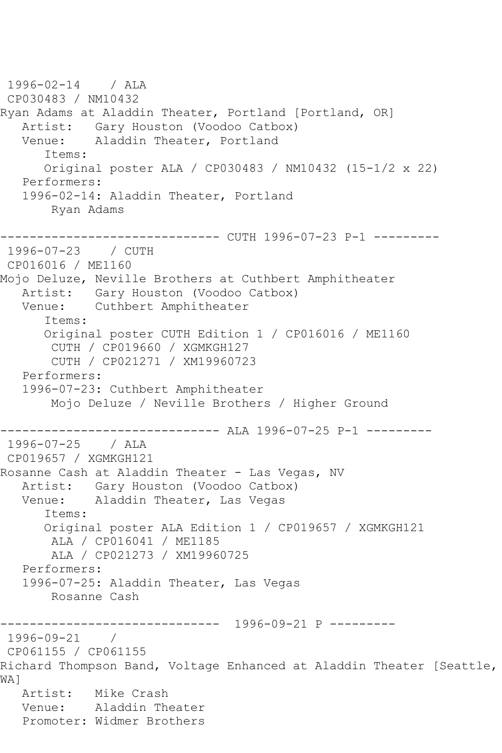```
1996-02-14    / ALA
 CP030483 / NM10432
Ryan Adams at Aladdin Theater, Portland [Portland, OR]
   Artist:   Gary Houston (Voodoo Catbox)
   Venue:    Aladdin Theater, Portland
      Items:
      Original poster ALA / CP030483 / NM10432 (15-1/2 x 22)
   Performers:
   1996-02-14: Aladdin Theater, Portland
       Ryan Adams

------------------------------ CUTH 1996-07-23 P-1 ---------
 1996-07-23    / CUTH
 CP016016 / ME1160
Mojo Deluze, Neville Brothers at Cuthbert Amphitheater
   Artist:   Gary Houston (Voodoo Catbox)
   Venue:    Cuthbert Amphitheater
      Items:
      Original poster CUTH Edition 1 / CP016016 / ME1160
       CUTH / CP019660 / XGMKGH127
       CUTH / CP021271 / XM19960723
   Performers:
   1996-07-23: Cuthbert Amphitheater
       Mojo Deluze / Neville Brothers / Higher Ground

------------------------------ ALA 1996-07-25 P-1 ---------
 1996-07-25    / ALA
 CP019657 / XGMKGH121
Rosanne Cash at Aladdin Theater - Las Vegas, NV
   Artist:   Gary Houston (Voodoo Catbox)
   Venue:    Aladdin Theater, Las Vegas
      Items:
      Original poster ALA Edition 1 / CP019657 / XGMKGH121
       ALA / CP016041 / ME1185
       ALA / CP021273 / XM19960725
   Performers:
   1996-07-25: Aladdin Theater, Las Vegas
       Rosanne Cash

------------------------------  1996-09-21 P ---------
 1996-09-21    /
 CP061155 / CP061155
Richard Thompson Band, Voltage Enhanced at Aladdin Theater [Seattle,
WA]
   Artist:   Mike Crash
   Venue:    Aladdin Theater
   Promoter: Widmer Brothers
```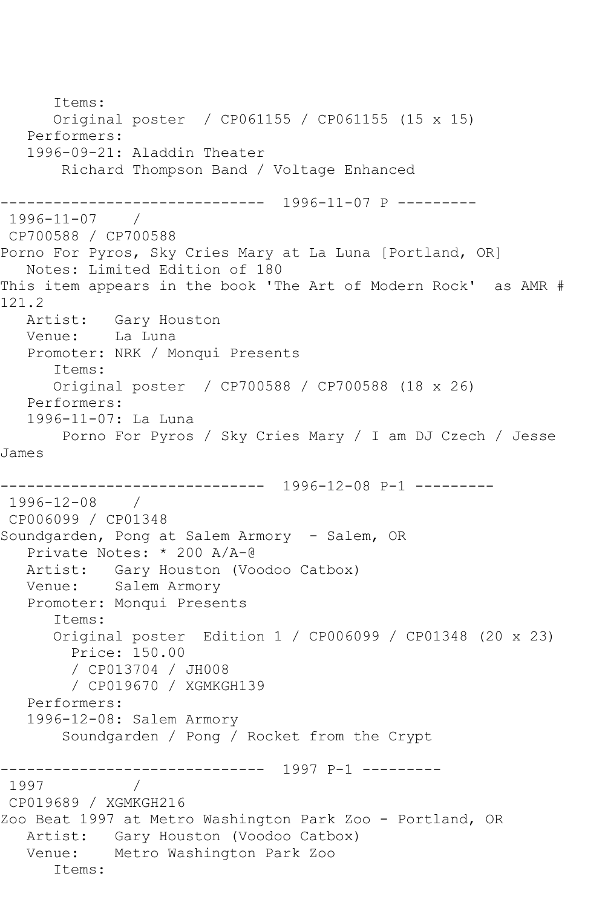Items:
      Original poster  / CP061155 / CP061155 (15 x 15)
   Performers:
   1996-09-21: Aladdin Theater
       Richard Thompson Band / Voltage Enhanced

------------------------------  1996-11-07 P ---------
 1996-11-07    /
 CP700588 / CP700588
Porno For Pyros, Sky Cries Mary at La Luna [Portland, OR]
   Notes: Limited Edition of 180
This item appears in the book 'The Art of Modern Rock'  as AMR # 121.2
   Artist:   Gary Houston
   Venue:    La Luna
   Promoter: NRK / Monqui Presents
      Items:
      Original poster  / CP700588 / CP700588 (18 x 26)
   Performers:
   1996-11-07: La Luna
       Porno For Pyros / Sky Cries Mary / I am DJ Czech / Jesse James

------------------------------  1996-12-08 P-1 ---------
 1996-12-08    /
 CP006099 / CP01348
Soundgarden, Pong at Salem Armory  - Salem, OR
   Private Notes: * 200 A/A-@
   Artist:   Gary Houston (Voodoo Catbox)
   Venue:    Salem Armory
   Promoter: Monqui Presents
      Items:
      Original poster  Edition 1 / CP006099 / CP01348 (20 x 23)
        Price: 150.00
        / CP013704 / JH008
        / CP019670 / XGMKGH139
   Performers:
   1996-12-08: Salem Armory
       Soundgarden / Pong / Rocket from the Crypt

------------------------------  1997 P-1 ---------
 1997          /
 CP019689 / XGMKGH216
Zoo Beat 1997 at Metro Washington Park Zoo - Portland, OR
   Artist:   Gary Houston (Voodoo Catbox)
   Venue:    Metro Washington Park Zoo
      Items: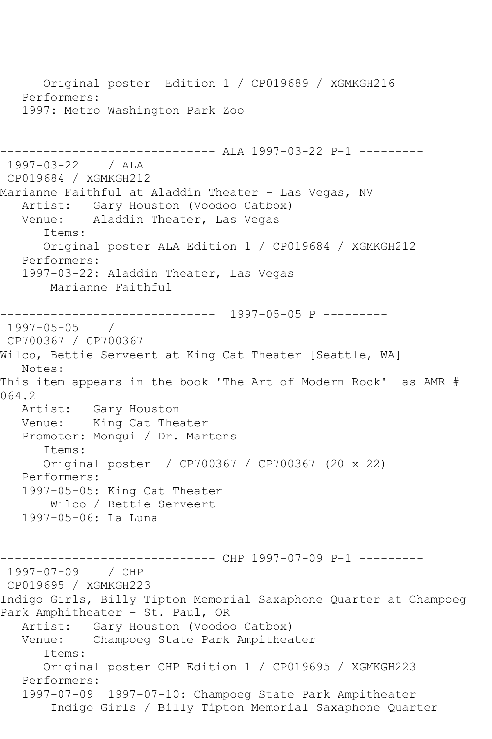Original poster  Edition 1 / CP019689 / XGMKGH216
   Performers:
   1997: Metro Washington Park Zoo

------------------------------ ALA 1997-03-22 P-1 ---------
1997-03-22    / ALA
CP019684 / XGMKGH212
Marianne Faithful at Aladdin Theater - Las Vegas, NV
   Artist:   Gary Houston (Voodoo Catbox)
   Venue:    Aladdin Theater, Las Vegas
      Items:
      Original poster ALA Edition 1 / CP019684 / XGMKGH212
   Performers:
   1997-03-22: Aladdin Theater, Las Vegas
       Marianne Faithful

------------------------------  1997-05-05 P ---------
1997-05-05    /
CP700367 / CP700367
Wilco, Bettie Serveert at King Cat Theater [Seattle, WA]
   Notes:
This item appears in the book 'The Art of Modern Rock'  as AMR # 064.2
   Artist:   Gary Houston
   Venue:    King Cat Theater
   Promoter: Monqui / Dr. Martens
      Items:
      Original poster  / CP700367 / CP700367 (20 x 22)
   Performers:
   1997-05-05: King Cat Theater
       Wilco / Bettie Serveert
   1997-05-06: La Luna

------------------------------ CHP 1997-07-09 P-1 ---------
1997-07-09    / CHP
CP019695 / XGMKGH223
Indigo Girls, Billy Tipton Memorial Saxaphone Quarter at Champoeg Park Amphitheater - St. Paul, OR
   Artist:   Gary Houston (Voodoo Catbox)
   Venue:    Champoeg State Park Ampitheater
      Items:
      Original poster CHP Edition 1 / CP019695 / XGMKGH223
   Performers:
   1997-07-09  1997-07-10: Champoeg State Park Ampitheater
       Indigo Girls / Billy Tipton Memorial Saxaphone Quarter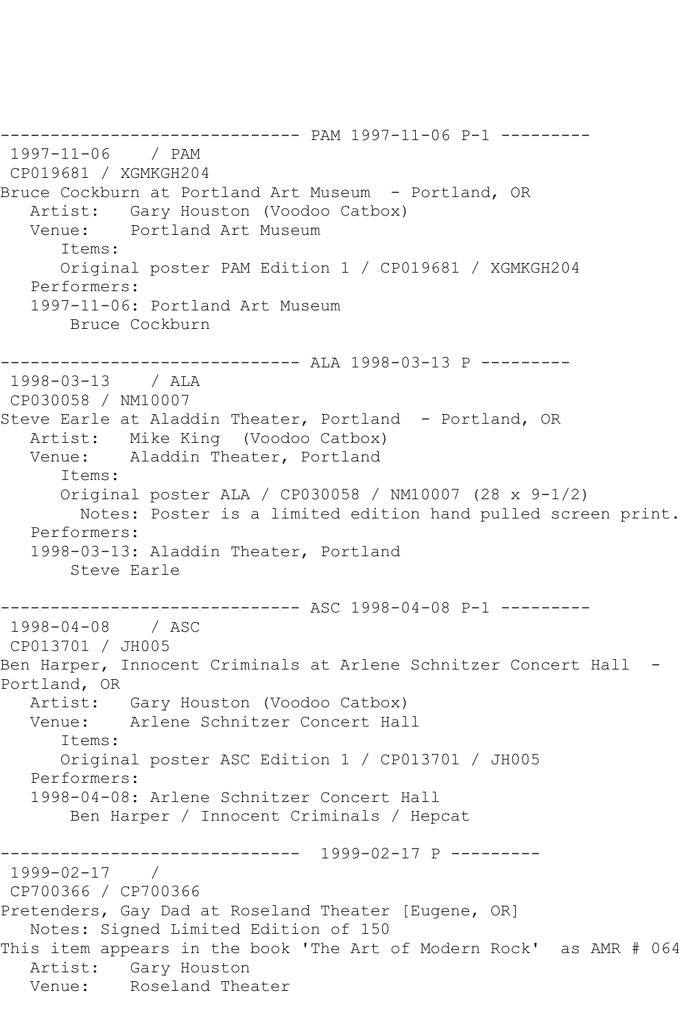------------------------------ PAM 1997-11-06 P-1 ---------

1997-11-06 / PAM
CP019681 / XGMKGH204
Bruce Cockburn at Portland Art Museum - Portland, OR
Artist: Gary Houston (Voodoo Catbox)
Venue: Portland Art Museum
Items:
Original poster PAM Edition 1 / CP019681 / XGMKGH204
Performers:
1997-11-06: Portland Art Museum
Bruce Cockburn

------------------------------ ALA 1998-03-13 P ---------

1998-03-13 / ALA
CP030058 / NM10007
Steve Earle at Aladdin Theater, Portland - Portland, OR
Artist: Mike King (Voodoo Catbox)
Venue: Aladdin Theater, Portland
Items:
Original poster ALA / CP030058 / NM10007 (28 x 9-1/2)
Notes: Poster is a limited edition hand pulled screen print.
Performers:
1998-03-13: Aladdin Theater, Portland
Steve Earle

------------------------------ ASC 1998-04-08 P-1 ---------

1998-04-08 / ASC
CP013701 / JH005
Ben Harper, Innocent Criminals at Arlene Schnitzer Concert Hall - Portland, OR
Artist: Gary Houston (Voodoo Catbox)
Venue: Arlene Schnitzer Concert Hall
Items:
Original poster ASC Edition 1 / CP013701 / JH005
Performers:
1998-04-08: Arlene Schnitzer Concert Hall
Ben Harper / Innocent Criminals / Hepcat

------------------------------ 1999-02-17 P ---------

1999-02-17 /
CP700366 / CP700366
Pretenders, Gay Dad at Roseland Theater [Eugene, OR]
Notes: Signed Limited Edition of 150
This item appears in the book 'The Art of Modern Rock' as AMR # 064
Artist: Gary Houston
Venue: Roseland Theater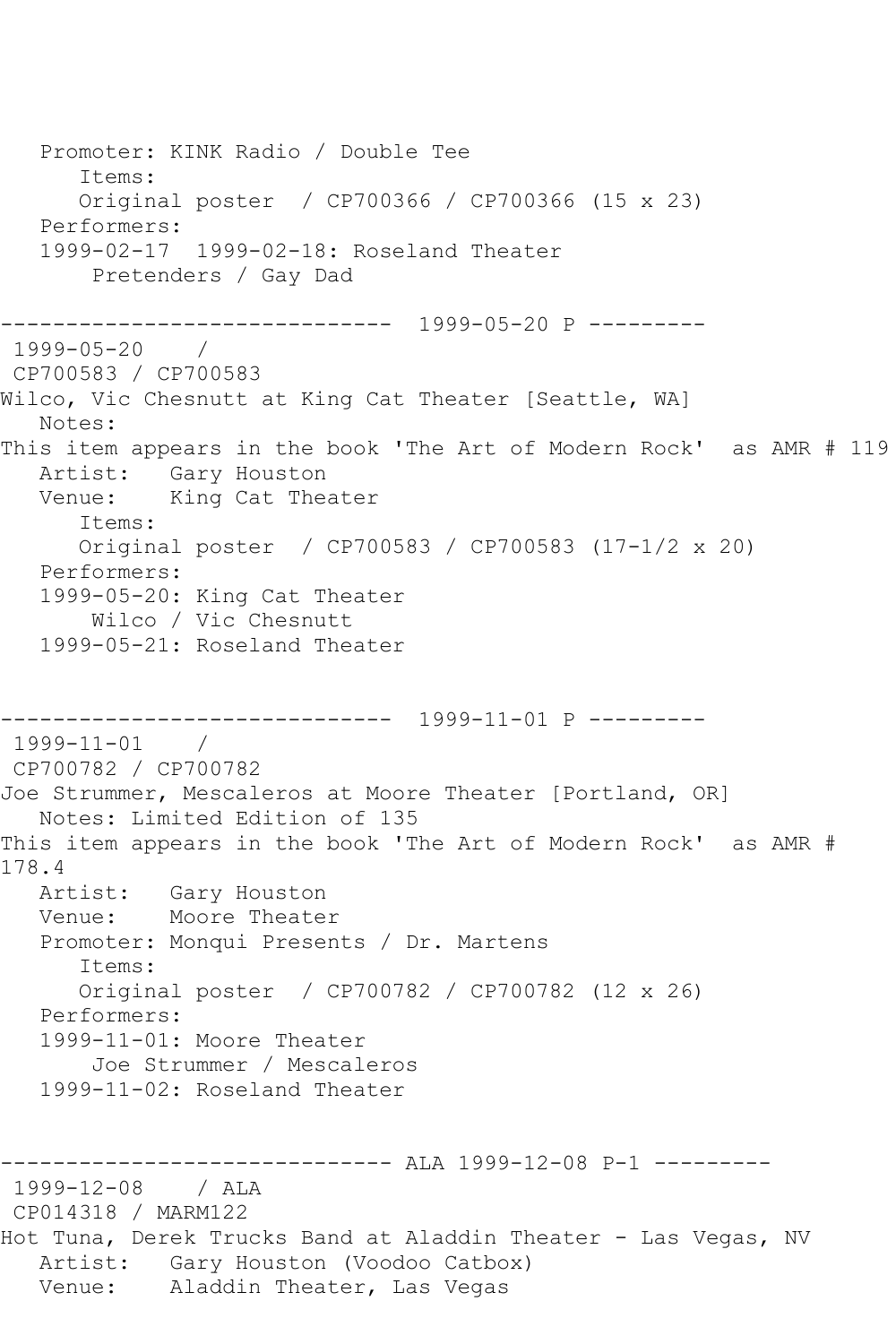```
   Promoter: KINK Radio / Double Tee
      Items:
      Original poster  / CP700366 / CP700366 (15 x 23)
   Performers:
   1999-02-17  1999-02-18: Roseland Theater
       Pretenders / Gay Dad

------------------------------  1999-05-20 P ---------
 1999-05-20    / 
 CP700583 / CP700583
Wilco, Vic Chesnutt at King Cat Theater [Seattle, WA]
   Notes: 
This item appears in the book 'The Art of Modern Rock'  as AMR # 119
   Artist:   Gary Houston
   Venue:    King Cat Theater
      Items:
      Original poster  / CP700583 / CP700583 (17-1/2 x 20)
   Performers:
   1999-05-20: King Cat Theater
       Wilco / Vic Chesnutt
   1999-05-21: Roseland Theater


------------------------------  1999-11-01 P ---------
 1999-11-01    / 
 CP700782 / CP700782
Joe Strummer, Mescaleros at Moore Theater [Portland, OR]
   Notes: Limited Edition of 135
This item appears in the book 'The Art of Modern Rock'  as AMR # 
178.4
   Artist:   Gary Houston
   Venue:    Moore Theater
   Promoter: Monqui Presents / Dr. Martens
      Items:
      Original poster  / CP700782 / CP700782 (12 x 26)
   Performers:
   1999-11-01: Moore Theater
       Joe Strummer / Mescaleros
   1999-11-02: Roseland Theater


------------------------------ ALA 1999-12-08 P-1 ---------
 1999-12-08    / ALA
 CP014318 / MARM122
Hot Tuna, Derek Trucks Band at Aladdin Theater - Las Vegas, NV
   Artist:   Gary Houston (Voodoo Catbox)
   Venue:    Aladdin Theater, Las Vegas
```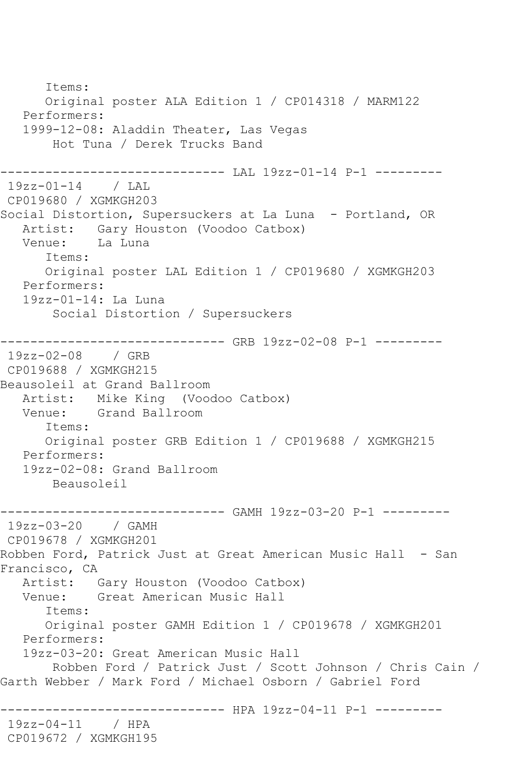```
      Items:
      Original poster ALA Edition 1 / CP014318 / MARM122
   Performers:
   1999-12-08: Aladdin Theater, Las Vegas
       Hot Tuna / Derek Trucks Band

------------------------------ LAL 19zz-01-14 P-1 ---------
 19zz-01-14    / LAL
 CP019680 / XGMKGH203
Social Distortion, Supersuckers at La Luna  - Portland, OR
   Artist:   Gary Houston (Voodoo Catbox)
   Venue:    La Luna
      Items:
      Original poster LAL Edition 1 / CP019680 / XGMKGH203
   Performers:
   19zz-01-14: La Luna
       Social Distortion / Supersuckers

------------------------------ GRB 19zz-02-08 P-1 ---------
 19zz-02-08    / GRB
 CP019688 / XGMKGH215
Beausoleil at Grand Ballroom
   Artist:   Mike King  (Voodoo Catbox)
   Venue:    Grand Ballroom
      Items:
      Original poster GRB Edition 1 / CP019688 / XGMKGH215
   Performers:
   19zz-02-08: Grand Ballroom
       Beausoleil

------------------------------ GAMH 19zz-03-20 P-1 ---------
 19zz-03-20    / GAMH
 CP019678 / XGMKGH201
Robben Ford, Patrick Just at Great American Music Hall  - San
Francisco, CA
   Artist:   Gary Houston (Voodoo Catbox)
   Venue:    Great American Music Hall
      Items:
      Original poster GAMH Edition 1 / CP019678 / XGMKGH201
   Performers:
   19zz-03-20: Great American Music Hall
       Robben Ford / Patrick Just / Scott Johnson / Chris Cain /
Garth Webber / Mark Ford / Michael Osborn / Gabriel Ford

------------------------------ HPA 19zz-04-11 P-1 ---------
 19zz-04-11    / HPA
 CP019672 / XGMKGH195
```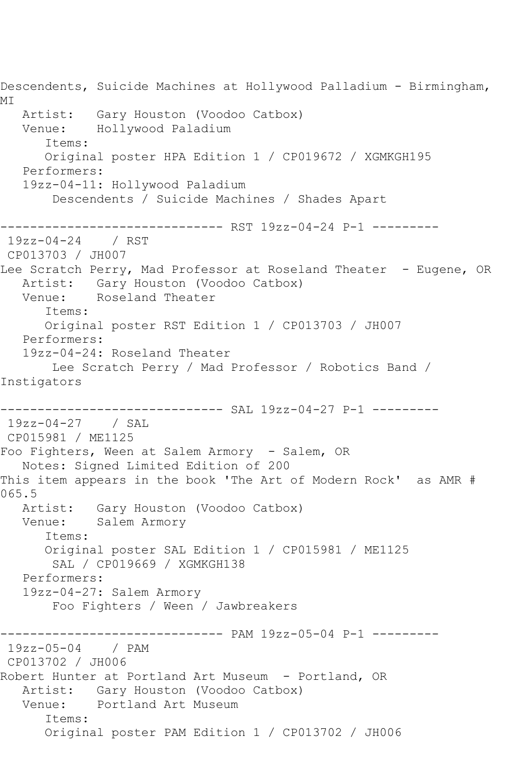Descendents, Suicide Machines at Hollywood Palladium - Birmingham, MI

Artist: Gary Houston (Voodoo Catbox)
Venue: Hollywood Paladium
Items:
Original poster HPA Edition 1 / CP019672 / XGMKGH195
Performers:
19zz-04-11: Hollywood Paladium
Descendents / Suicide Machines / Shades Apart

------------------------------ RST 19zz-04-24 P-1 ---------

19zz-04-24 / RST
CP013703 / JH007
Lee Scratch Perry, Mad Professor at Roseland Theater - Eugene, OR
Artist: Gary Houston (Voodoo Catbox)
Venue: Roseland Theater
Items:
Original poster RST Edition 1 / CP013703 / JH007
Performers:
19zz-04-24: Roseland Theater
Lee Scratch Perry / Mad Professor / Robotics Band / Instigators

------------------------------ SAL 19zz-04-27 P-1 ---------

19zz-04-27 / SAL
CP015981 / ME1125
Foo Fighters, Ween at Salem Armory - Salem, OR
Notes: Signed Limited Edition of 200
This item appears in the book 'The Art of Modern Rock' as AMR # 065.5
Artist: Gary Houston (Voodoo Catbox)
Venue: Salem Armory
Items:
Original poster SAL Edition 1 / CP015981 / ME1125
SAL / CP019669 / XGMKGH138
Performers:
19zz-04-27: Salem Armory
Foo Fighters / Ween / Jawbreakers

------------------------------ PAM 19zz-05-04 P-1 ---------

19zz-05-04 / PAM
CP013702 / JH006
Robert Hunter at Portland Art Museum - Portland, OR
Artist: Gary Houston (Voodoo Catbox)
Venue: Portland Art Museum
Items:
Original poster PAM Edition 1 / CP013702 / JH006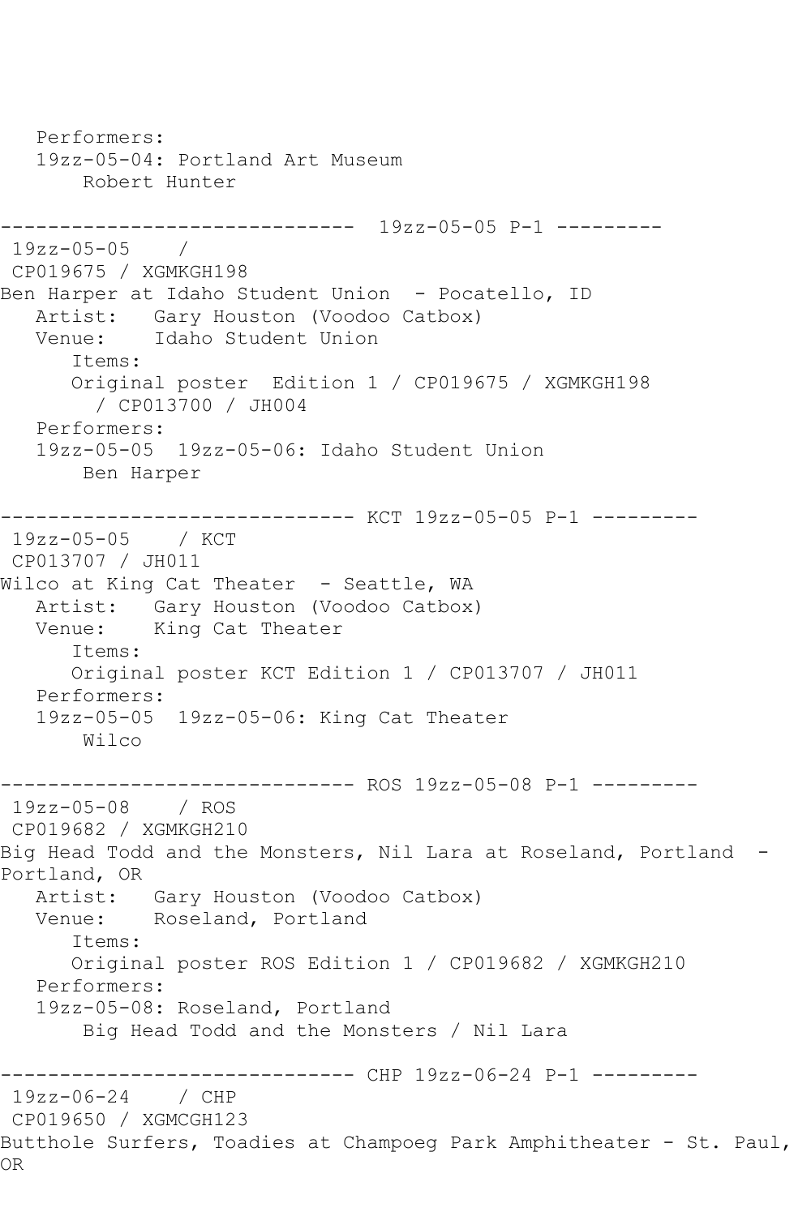```
   Performers:
   19zz-05-04: Portland Art Museum
       Robert Hunter

------------------------------  19zz-05-05 P-1 ---------
 19zz-05-05    /
 CP019675 / XGMKGH198
Ben Harper at Idaho Student Union  - Pocatello, ID
   Artist:   Gary Houston (Voodoo Catbox)
   Venue:    Idaho Student Union
      Items:
      Original poster  Edition 1 / CP019675 / XGMKGH198
        / CP013700 / JH004
   Performers:
   19zz-05-05  19zz-05-06: Idaho Student Union
       Ben Harper

------------------------------ KCT 19zz-05-05 P-1 ---------
 19zz-05-05    / KCT
 CP013707 / JH011
Wilco at King Cat Theater  - Seattle, WA
   Artist:   Gary Houston (Voodoo Catbox)
   Venue:    King Cat Theater
      Items:
      Original poster KCT Edition 1 / CP013707 / JH011
   Performers:
   19zz-05-05  19zz-05-06: King Cat Theater
       Wilco

------------------------------ ROS 19zz-05-08 P-1 ---------
 19zz-05-08    / ROS
 CP019682 / XGMKGH210
Big Head Todd and the Monsters, Nil Lara at Roseland, Portland  -
Portland, OR
   Artist:   Gary Houston (Voodoo Catbox)
   Venue:    Roseland, Portland
      Items:
      Original poster ROS Edition 1 / CP019682 / XGMKGH210
   Performers:
   19zz-05-08: Roseland, Portland
       Big Head Todd and the Monsters / Nil Lara

------------------------------ CHP 19zz-06-24 P-1 ---------
 19zz-06-24    / CHP
 CP019650 / XGMCGH123
Butthole Surfers, Toadies at Champoeg Park Amphitheater - St. Paul,
OR
```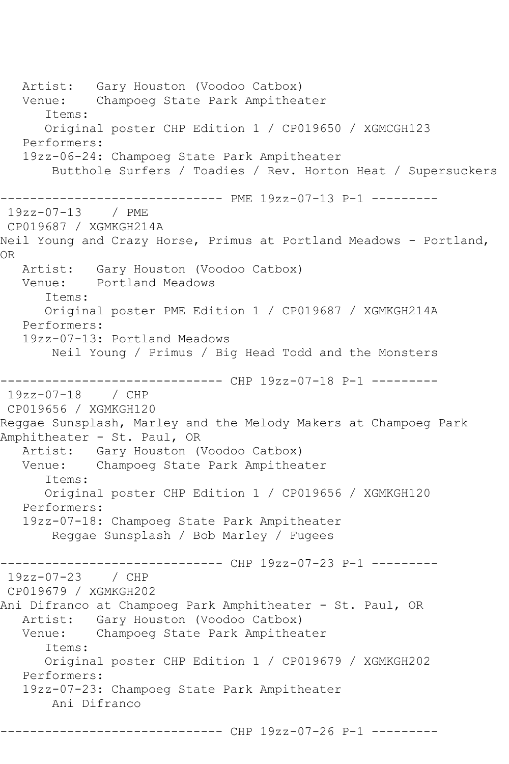```
   Artist:   Gary Houston (Voodoo Catbox)
   Venue:    Champoeg State Park Ampitheater
      Items:
      Original poster CHP Edition 1 / CP019650 / XGMCGH123
   Performers:
   19zz-06-24: Champoeg State Park Ampitheater
       Butthole Surfers / Toadies / Rev. Horton Heat / Supersuckers

------------------------------ PME 19zz-07-13 P-1 ---------
 19zz-07-13    / PME
 CP019687 / XGMKGH214A
Neil Young and Crazy Horse, Primus at Portland Meadows - Portland, 
OR
   Artist:   Gary Houston (Voodoo Catbox)
   Venue:    Portland Meadows
      Items:
      Original poster PME Edition 1 / CP019687 / XGMKGH214A
   Performers:
   19zz-07-13: Portland Meadows
       Neil Young / Primus / Big Head Todd and the Monsters

------------------------------ CHP 19zz-07-18 P-1 ---------
 19zz-07-18    / CHP
 CP019656 / XGMKGH120
Reggae Sunsplash, Marley and the Melody Makers at Champoeg Park 
Amphitheater - St. Paul, OR
   Artist:   Gary Houston (Voodoo Catbox)
   Venue:    Champoeg State Park Ampitheater
      Items:
      Original poster CHP Edition 1 / CP019656 / XGMKGH120
   Performers:
   19zz-07-18: Champoeg State Park Ampitheater
       Reggae Sunsplash / Bob Marley / Fugees

------------------------------ CHP 19zz-07-23 P-1 ---------
 19zz-07-23    / CHP
 CP019679 / XGMKGH202
Ani Difranco at Champoeg Park Amphitheater - St. Paul, OR
   Artist:   Gary Houston (Voodoo Catbox)
   Venue:    Champoeg State Park Ampitheater
      Items:
      Original poster CHP Edition 1 / CP019679 / XGMKGH202
   Performers:
   19zz-07-23: Champoeg State Park Ampitheater
       Ani Difranco

------------------------------ CHP 19zz-07-26 P-1 ---------
```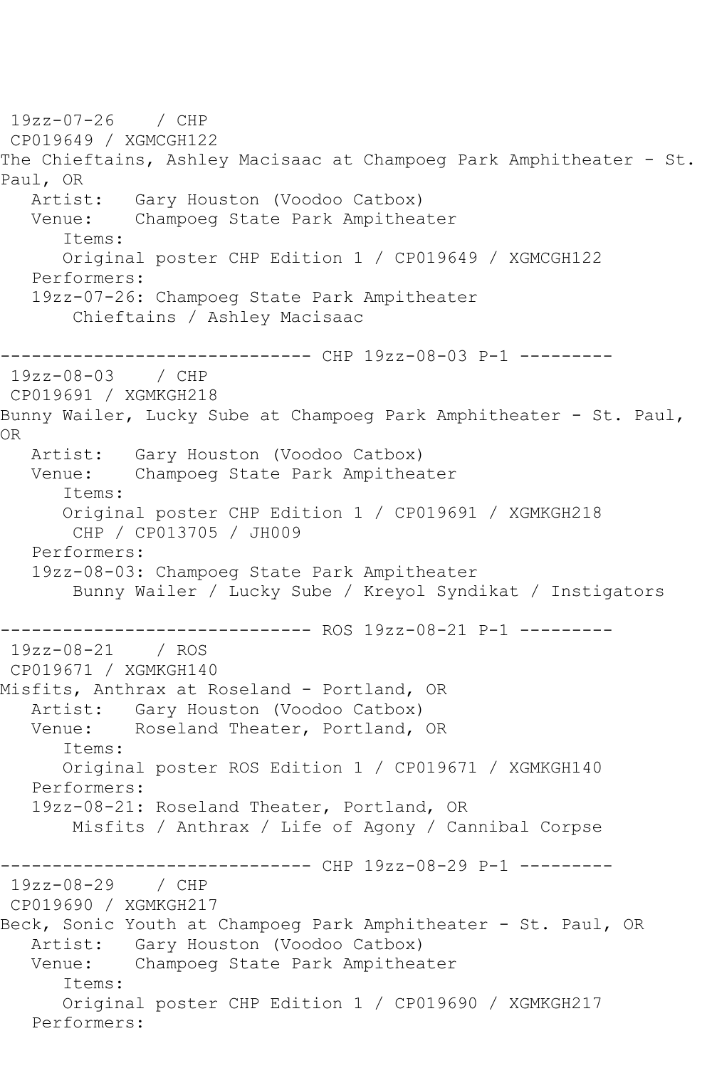19zz-07-26 / CHP
CP019649 / XGMCGH122
The Chieftains, Ashley Macisaac at Champoeg Park Amphitheater - St. Paul, OR
Artist: Gary Houston (Voodoo Catbox)
Venue: Champoeg State Park Ampitheater
Items:
Original poster CHP Edition 1 / CP019649 / XGMCGH122
Performers:
19zz-07-26: Champoeg State Park Ampitheater
Chieftains / Ashley Macisaac

------------------------------ CHP 19zz-08-03 P-1 ---------
19zz-08-03 / CHP
CP019691 / XGMKGH218
Bunny Wailer, Lucky Sube at Champoeg Park Amphitheater - St. Paul, OR
Artist: Gary Houston (Voodoo Catbox)
Venue: Champoeg State Park Ampitheater
Items:
Original poster CHP Edition 1 / CP019691 / XGMKGH218
CHP / CP013705 / JH009
Performers:
19zz-08-03: Champoeg State Park Ampitheater
Bunny Wailer / Lucky Sube / Kreyol Syndikat / Instigators

------------------------------ ROS 19zz-08-21 P-1 ---------
19zz-08-21 / ROS
CP019671 / XGMKGH140
Misfits, Anthrax at Roseland - Portland, OR
Artist: Gary Houston (Voodoo Catbox)
Venue: Roseland Theater, Portland, OR
Items:
Original poster ROS Edition 1 / CP019671 / XGMKGH140
Performers:
19zz-08-21: Roseland Theater, Portland, OR
Misfits / Anthrax / Life of Agony / Cannibal Corpse

------------------------------ CHP 19zz-08-29 P-1 ---------
19zz-08-29 / CHP
CP019690 / XGMKGH217
Beck, Sonic Youth at Champoeg Park Amphitheater - St. Paul, OR
Artist: Gary Houston (Voodoo Catbox)
Venue: Champoeg State Park Ampitheater
Items:
Original poster CHP Edition 1 / CP019690 / XGMKGH217
Performers: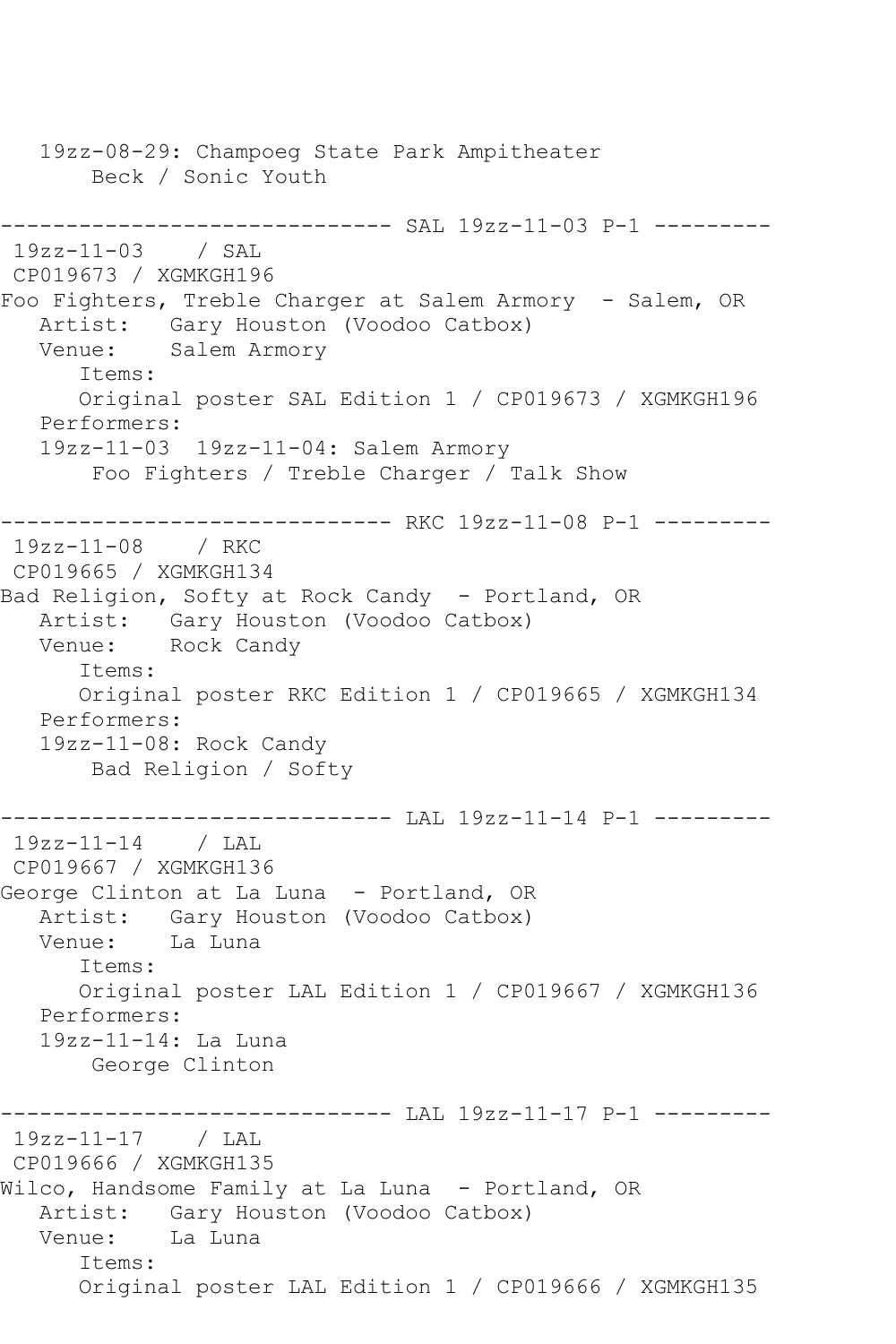```
   19zz-08-29: Champoeg State Park Ampitheater
       Beck / Sonic Youth

------------------------------ SAL 19zz-11-03 P-1 ---------
 19zz-11-03    / SAL
 CP019673 / XGMKGH196
Foo Fighters, Treble Charger at Salem Armory  - Salem, OR
   Artist:   Gary Houston (Voodoo Catbox)
   Venue:    Salem Armory
      Items:
      Original poster SAL Edition 1 / CP019673 / XGMKGH196
   Performers:
   19zz-11-03  19zz-11-04: Salem Armory
       Foo Fighters / Treble Charger / Talk Show

------------------------------ RKC 19zz-11-08 P-1 ---------
 19zz-11-08    / RKC
 CP019665 / XGMKGH134
Bad Religion, Softy at Rock Candy  - Portland, OR
   Artist:   Gary Houston (Voodoo Catbox)
   Venue:    Rock Candy
      Items:
      Original poster RKC Edition 1 / CP019665 / XGMKGH134
   Performers:
   19zz-11-08: Rock Candy
       Bad Religion / Softy

------------------------------ LAL 19zz-11-14 P-1 ---------
 19zz-11-14    / LAL
 CP019667 / XGMKGH136
George Clinton at La Luna  - Portland, OR
   Artist:   Gary Houston (Voodoo Catbox)
   Venue:    La Luna
      Items:
      Original poster LAL Edition 1 / CP019667 / XGMKGH136
   Performers:
   19zz-11-14: La Luna
       George Clinton

------------------------------ LAL 19zz-11-17 P-1 ---------
 19zz-11-17    / LAL
 CP019666 / XGMKGH135
Wilco, Handsome Family at La Luna  - Portland, OR
   Artist:   Gary Houston (Voodoo Catbox)
   Venue:    La Luna
      Items:
      Original poster LAL Edition 1 / CP019666 / XGMKGH135
```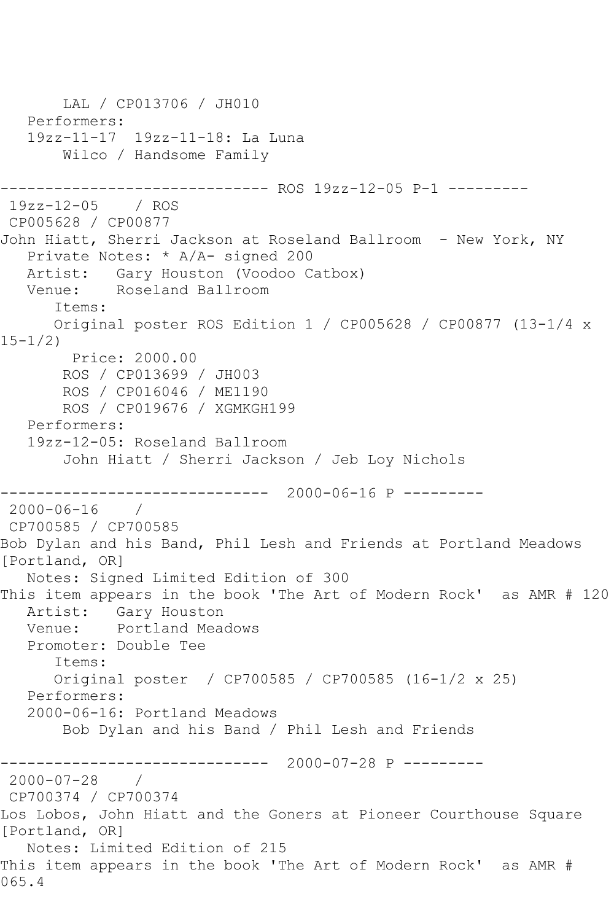LAL / CP013706 / JH010
Performers:
19zz-11-17  19zz-11-18: La Luna
Wilco / Handsome Family

------------------------------ ROS 19zz-12-05 P-1 ---------

19zz-12-05    / ROS
CP005628 / CP00877
John Hiatt, Sherri Jackson at Roseland Ballroom  - New York, NY
Private Notes: * A/A- signed 200
Artist:   Gary Houston (Voodoo Catbox)
Venue:    Roseland Ballroom
Items:
Original poster ROS Edition 1 / CP005628 / CP00877 (13-1/4 x 15-1/2)
Price: 2000.00
ROS / CP013699 / JH003
ROS / CP016046 / ME1190
ROS / CP019676 / XGMKGH199
Performers:
19zz-12-05: Roseland Ballroom
John Hiatt / Sherri Jackson / Jeb Loy Nichols

------------------------------  2000-06-16 P ---------

2000-06-16    /
CP700585 / CP700585
Bob Dylan and his Band, Phil Lesh and Friends at Portland Meadows [Portland, OR]
Notes: Signed Limited Edition of 300
This item appears in the book 'The Art of Modern Rock'  as AMR # 120
Artist:   Gary Houston
Venue:    Portland Meadows
Promoter: Double Tee
Items:
Original poster  / CP700585 / CP700585 (16-1/2 x 25)
Performers:
2000-06-16: Portland Meadows
Bob Dylan and his Band / Phil Lesh and Friends

------------------------------  2000-07-28 P ---------

2000-07-28    /
CP700374 / CP700374
Los Lobos, John Hiatt and the Goners at Pioneer Courthouse Square [Portland, OR]
Notes: Limited Edition of 215
This item appears in the book 'The Art of Modern Rock'  as AMR # 065.4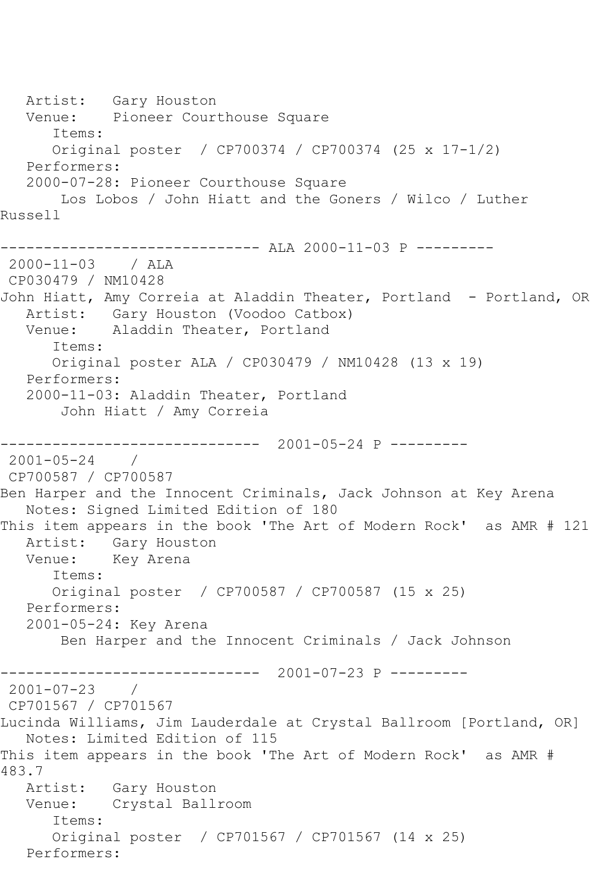Artist:   Gary Houston
Venue:    Pioneer Courthouse Square
Items:
Original poster  / CP700374 / CP700374 (25 x 17-1/2)
Performers:
2000-07-28: Pioneer Courthouse Square
Los Lobos / John Hiatt and the Goners / Wilco / Luther Russell

------------------------------ ALA 2000-11-03 P ---------

2000-11-03    / ALA
CP030479 / NM10428
John Hiatt, Amy Correia at Aladdin Theater, Portland  - Portland, OR
Artist:   Gary Houston (Voodoo Catbox)
Venue:    Aladdin Theater, Portland
Items:
Original poster ALA / CP030479 / NM10428 (13 x 19)
Performers:
2000-11-03: Aladdin Theater, Portland
John Hiatt / Amy Correia

------------------------------  2001-05-24 P ---------

2001-05-24    /
CP700587 / CP700587
Ben Harper and the Innocent Criminals, Jack Johnson at Key Arena
Notes: Signed Limited Edition of 180
This item appears in the book 'The Art of Modern Rock'  as AMR # 121
Artist:   Gary Houston
Venue:    Key Arena
Items:
Original poster  / CP700587 / CP700587 (15 x 25)
Performers:
2001-05-24: Key Arena
Ben Harper and the Innocent Criminals / Jack Johnson

------------------------------  2001-07-23 P ---------

2001-07-23    /
CP701567 / CP701567
Lucinda Williams, Jim Lauderdale at Crystal Ballroom [Portland, OR]
Notes: Limited Edition of 115
This item appears in the book 'The Art of Modern Rock'  as AMR # 483.7
Artist:   Gary Houston
Venue:    Crystal Ballroom
Items:
Original poster  / CP701567 / CP701567 (14 x 25)
Performers: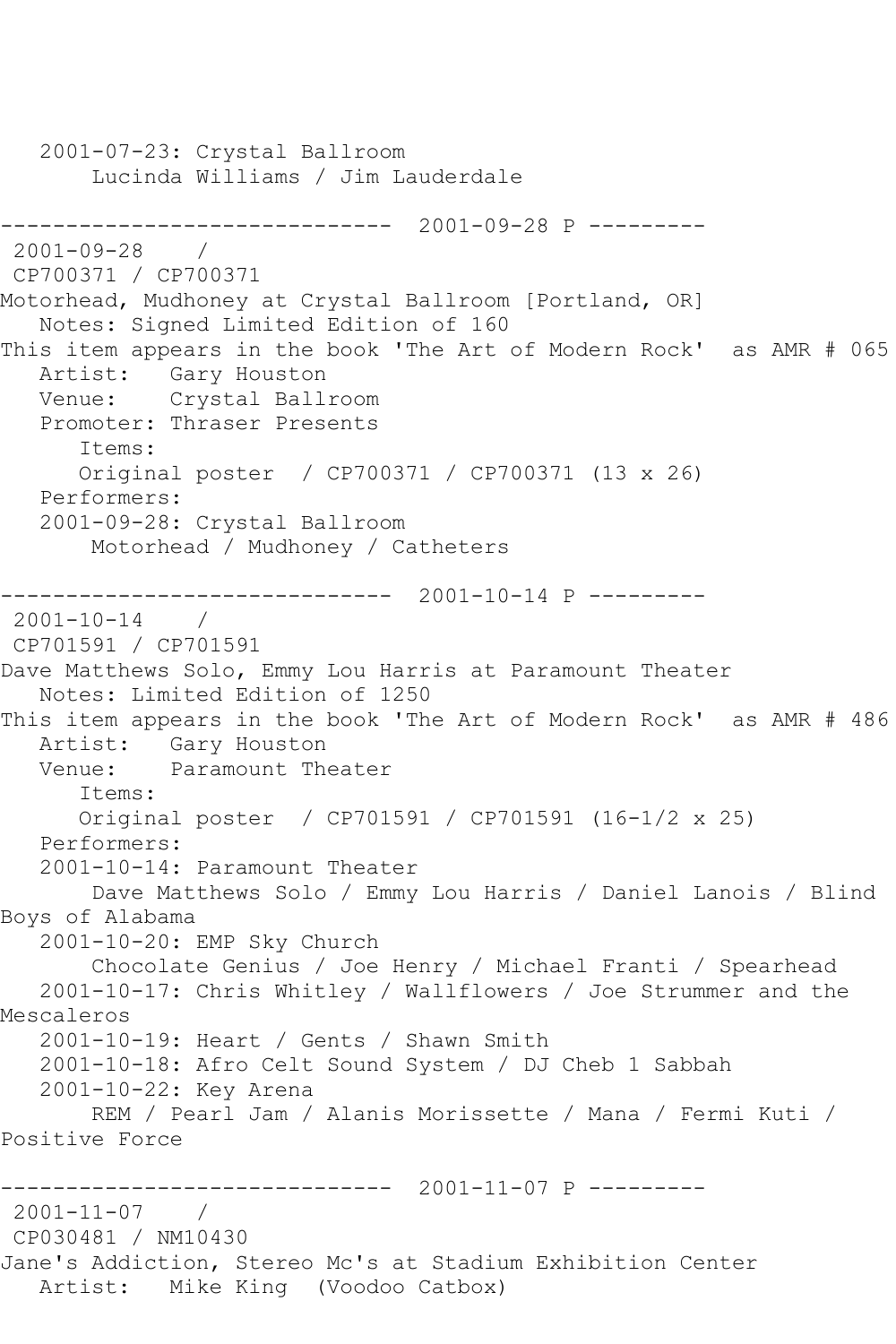2001-07-23: Crystal Ballroom
Lucinda Williams / Jim Lauderdale

------------------------------ 2001-09-28 P ---------

2001-09-28 /
CP700371 / CP700371
Motorhead, Mudhoney at Crystal Ballroom [Portland, OR]
Notes: Signed Limited Edition of 160
This item appears in the book 'The Art of Modern Rock' as AMR # 065
Artist: Gary Houston
Venue: Crystal Ballroom
Promoter: Thraser Presents
Items:
Original poster / CP700371 / CP700371 (13 x 26)
Performers:
2001-09-28: Crystal Ballroom
Motorhead / Mudhoney / Catheters

------------------------------ 2001-10-14 P ---------

2001-10-14 /
CP701591 / CP701591
Dave Matthews Solo, Emmy Lou Harris at Paramount Theater
Notes: Limited Edition of 1250
This item appears in the book 'The Art of Modern Rock' as AMR # 486
Artist: Gary Houston
Venue: Paramount Theater
Items:
Original poster / CP701591 / CP701591 (16-1/2 x 25)
Performers:
2001-10-14: Paramount Theater
Dave Matthews Solo / Emmy Lou Harris / Daniel Lanois / Blind Boys of Alabama
2001-10-20: EMP Sky Church
Chocolate Genius / Joe Henry / Michael Franti / Spearhead
2001-10-17: Chris Whitley / Wallflowers / Joe Strummer and the Mescaleros
2001-10-19: Heart / Gents / Shawn Smith
2001-10-18: Afro Celt Sound System / DJ Cheb 1 Sabbah
2001-10-22: Key Arena
REM / Pearl Jam / Alanis Morissette / Mana / Fermi Kuti / Positive Force

------------------------------ 2001-11-07 P ---------

2001-11-07 /
CP030481 / NM10430
Jane's Addiction, Stereo Mc's at Stadium Exhibition Center
Artist: Mike King (Voodoo Catbox)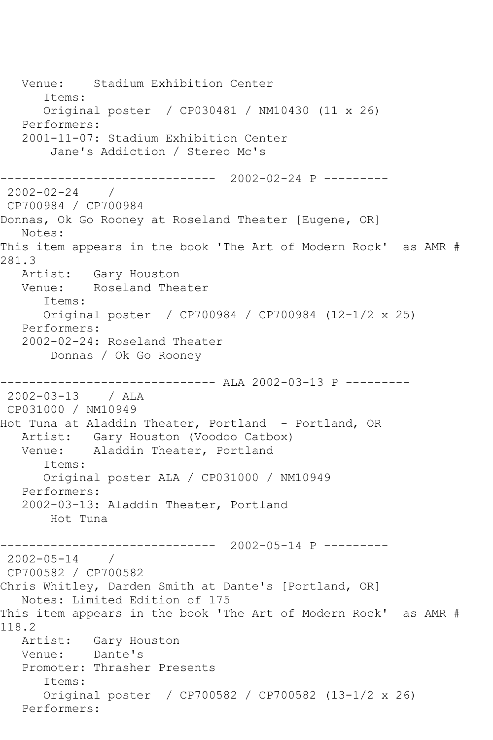Venue: Stadium Exhibition Center
Items:
Original poster / CP030481 / NM10430 (11 x 26)
Performers:
2001-11-07: Stadium Exhibition Center
Jane's Addiction / Stereo Mc's

------------------------------ 2002-02-24 P ---------

2002-02-24 /
CP700984 / CP700984
Donnas, Ok Go Rooney at Roseland Theater [Eugene, OR]
Notes:
This item appears in the book 'The Art of Modern Rock' as AMR # 281.3
Artist: Gary Houston
Venue: Roseland Theater
Items:
Original poster / CP700984 / CP700984 (12-1/2 x 25)
Performers:
2002-02-24: Roseland Theater
Donnas / Ok Go Rooney

------------------------------ ALA 2002-03-13 P ---------

2002-03-13 / ALA
CP031000 / NM10949
Hot Tuna at Aladdin Theater, Portland - Portland, OR
Artist: Gary Houston (Voodoo Catbox)
Venue: Aladdin Theater, Portland
Items:
Original poster ALA / CP031000 / NM10949
Performers:
2002-03-13: Aladdin Theater, Portland
Hot Tuna

------------------------------ 2002-05-14 P ---------

2002-05-14 /
CP700582 / CP700582
Chris Whitley, Darden Smith at Dante's [Portland, OR]
Notes: Limited Edition of 175
This item appears in the book 'The Art of Modern Rock' as AMR # 118.2
Artist: Gary Houston
Venue: Dante's
Promoter: Thrasher Presents
Items:
Original poster / CP700582 / CP700582 (13-1/2 x 26)
Performers: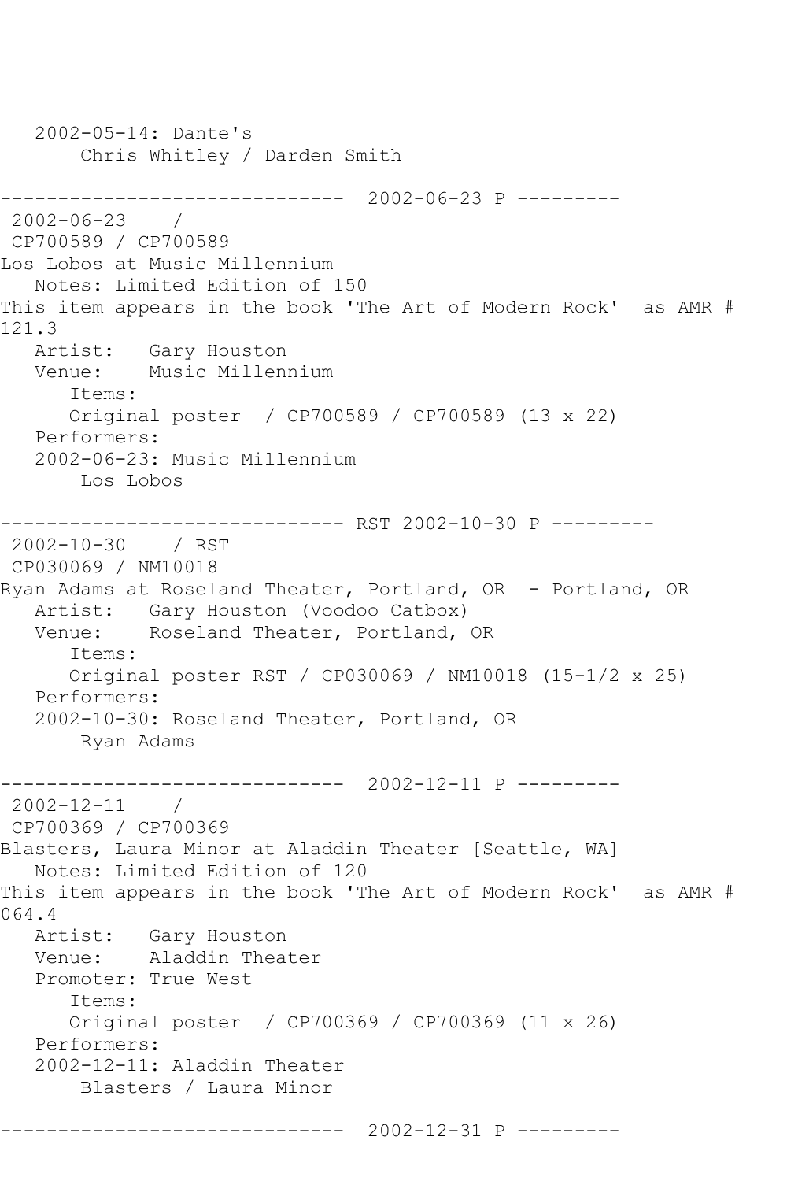```
   2002-05-14: Dante's
       Chris Whitley / Darden Smith

------------------------------  2002-06-23 P ---------
 2002-06-23    /
 CP700589 / CP700589
Los Lobos at Music Millennium
   Notes: Limited Edition of 150
This item appears in the book 'The Art of Modern Rock'  as AMR #
121.3
   Artist:   Gary Houston
   Venue:    Music Millennium
      Items:
      Original poster  / CP700589 / CP700589 (13 x 22)
   Performers:
   2002-06-23: Music Millennium
       Los Lobos

------------------------------ RST 2002-10-30 P ---------
 2002-10-30    / RST
 CP030069 / NM10018
Ryan Adams at Roseland Theater, Portland, OR  - Portland, OR
   Artist:   Gary Houston (Voodoo Catbox)
   Venue:    Roseland Theater, Portland, OR
      Items:
      Original poster RST / CP030069 / NM10018 (15-1/2 x 25)
   Performers:
   2002-10-30: Roseland Theater, Portland, OR
       Ryan Adams

------------------------------  2002-12-11 P ---------
 2002-12-11    /
 CP700369 / CP700369
Blasters, Laura Minor at Aladdin Theater [Seattle, WA]
   Notes: Limited Edition of 120
This item appears in the book 'The Art of Modern Rock'  as AMR #
064.4
   Artist:   Gary Houston
   Venue:    Aladdin Theater
   Promoter: True West
      Items:
      Original poster  / CP700369 / CP700369 (11 x 26)
   Performers:
   2002-12-11: Aladdin Theater
       Blasters / Laura Minor

------------------------------  2002-12-31 P ---------
```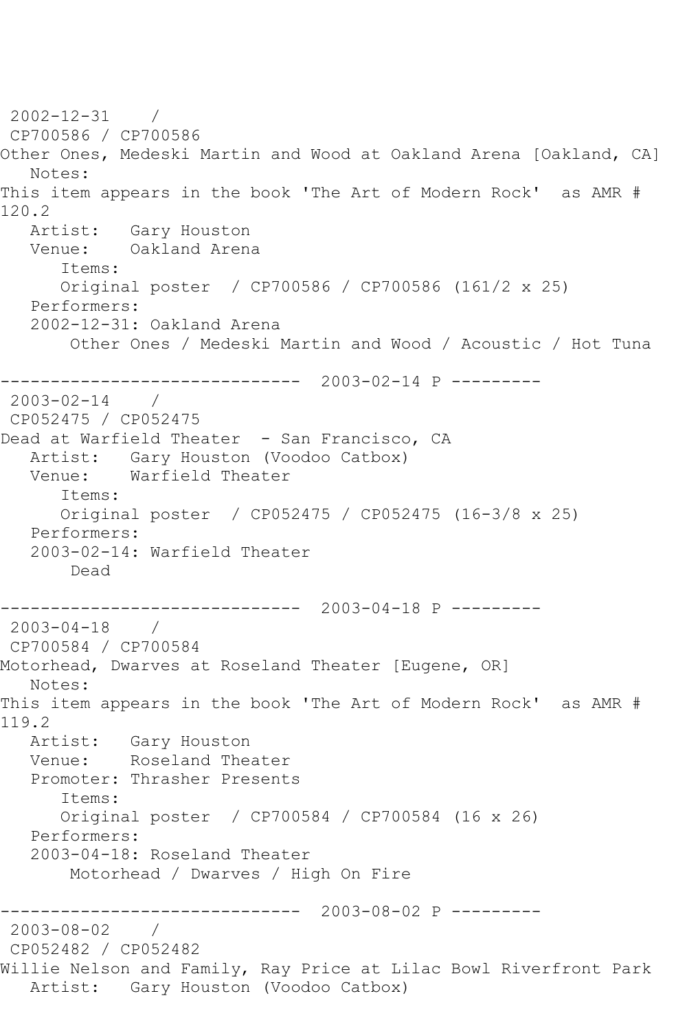2002-12-31 /
CP700586 / CP700586
Other Ones, Medeski Martin and Wood at Oakland Arena [Oakland, CA]
Notes:
This item appears in the book 'The Art of Modern Rock' as AMR # 120.2
Artist: Gary Houston
Venue: Oakland Arena
Items:
Original poster / CP700586 / CP700586 (161/2 x 25)
Performers:
2002-12-31: Oakland Arena
Other Ones / Medeski Martin and Wood / Acoustic / Hot Tuna

------------------------------ 2003-02-14 P ---------
2003-02-14 /
CP052475 / CP052475
Dead at Warfield Theater - San Francisco, CA
Artist: Gary Houston (Voodoo Catbox)
Venue: Warfield Theater
Items:
Original poster / CP052475 / CP052475 (16-3/8 x 25)
Performers:
2003-02-14: Warfield Theater
Dead

------------------------------ 2003-04-18 P ---------
2003-04-18 /
CP700584 / CP700584
Motorhead, Dwarves at Roseland Theater [Eugene, OR]
Notes:
This item appears in the book 'The Art of Modern Rock' as AMR # 119.2
Artist: Gary Houston
Venue: Roseland Theater
Promoter: Thrasher Presents
Items:
Original poster / CP700584 / CP700584 (16 x 26)
Performers:
2003-04-18: Roseland Theater
Motorhead / Dwarves / High On Fire

------------------------------ 2003-08-02 P ---------
2003-08-02 /
CP052482 / CP052482
Willie Nelson and Family, Ray Price at Lilac Bowl Riverfront Park
Artist: Gary Houston (Voodoo Catbox)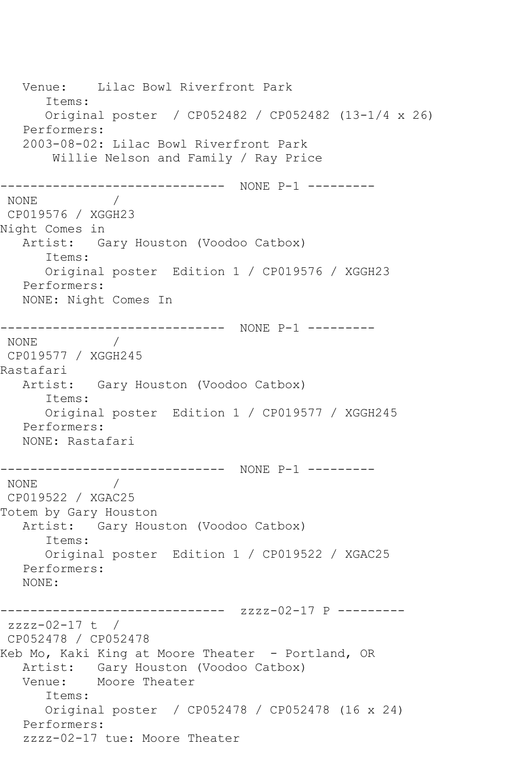```
   Venue:    Lilac Bowl Riverfront Park
      Items:
      Original poster  / CP052482 / CP052482 (13-1/4 x 26)
   Performers:
   2003-08-02: Lilac Bowl Riverfront Park
       Willie Nelson and Family / Ray Price

------------------------------  NONE P-1 ---------
 NONE          /
 CP019576 / XGGH23
Night Comes in
   Artist:   Gary Houston (Voodoo Catbox)
      Items:
      Original poster  Edition 1 / CP019576 / XGGH23
   Performers:
   NONE: Night Comes In

------------------------------  NONE P-1 ---------
 NONE          /
 CP019577 / XGGH245
Rastafari
   Artist:   Gary Houston (Voodoo Catbox)
      Items:
      Original poster  Edition 1 / CP019577 / XGGH245
   Performers:
   NONE: Rastafari

------------------------------  NONE P-1 ---------
 NONE          /
 CP019522 / XGAC25
Totem by Gary Houston
   Artist:   Gary Houston (Voodoo Catbox)
      Items:
      Original poster  Edition 1 / CP019522 / XGAC25
   Performers:
   NONE:

------------------------------  zzzz-02-17 P ---------
 zzzz-02-17 t  /
 CP052478 / CP052478
Keb Mo, Kaki King at Moore Theater  - Portland, OR
   Artist:   Gary Houston (Voodoo Catbox)
   Venue:    Moore Theater
      Items:
      Original poster  / CP052478 / CP052478 (16 x 24)
   Performers:
   zzzz-02-17 tue: Moore Theater
```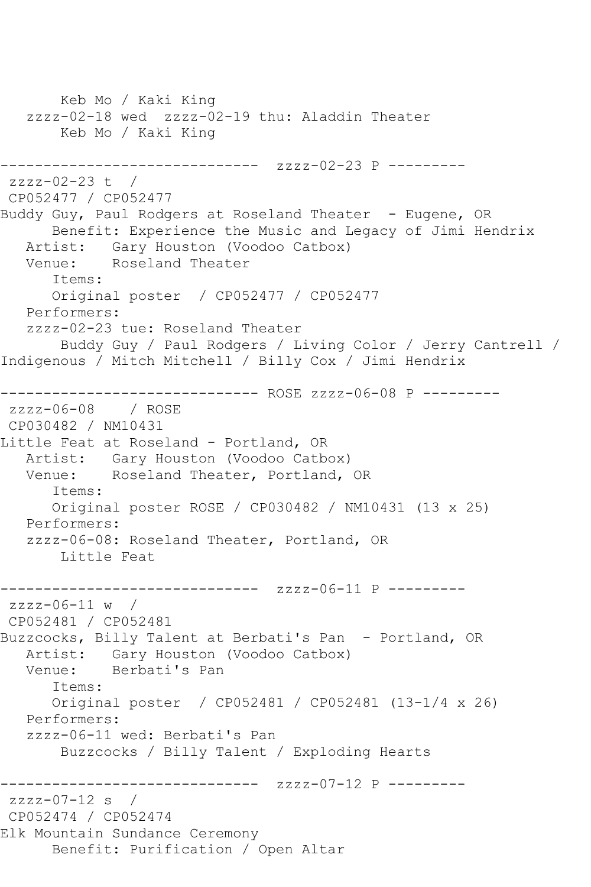```
       Keb Mo / Kaki King
   zzzz-02-18 wed  zzzz-02-19 thu: Aladdin Theater
       Keb Mo / Kaki King

------------------------------  zzzz-02-23 P ---------
 zzzz-02-23 t  /
 CP052477 / CP052477
Buddy Guy, Paul Rodgers at Roseland Theater  - Eugene, OR
      Benefit: Experience the Music and Legacy of Jimi Hendrix
   Artist:   Gary Houston (Voodoo Catbox)
   Venue:    Roseland Theater
      Items:
      Original poster  / CP052477 / CP052477
   Performers:
   zzzz-02-23 tue: Roseland Theater
       Buddy Guy / Paul Rodgers / Living Color / Jerry Cantrell /
Indigenous / Mitch Mitchell / Billy Cox / Jimi Hendrix

------------------------------ ROSE zzzz-06-08 P ---------
 zzzz-06-08    / ROSE
 CP030482 / NM10431
Little Feat at Roseland - Portland, OR
   Artist:   Gary Houston (Voodoo Catbox)
   Venue:    Roseland Theater, Portland, OR
      Items:
      Original poster ROSE / CP030482 / NM10431 (13 x 25)
   Performers:
   zzzz-06-08: Roseland Theater, Portland, OR
       Little Feat

------------------------------  zzzz-06-11 P ---------
 zzzz-06-11 w  /
 CP052481 / CP052481
Buzzcocks, Billy Talent at Berbati's Pan  - Portland, OR
   Artist:   Gary Houston (Voodoo Catbox)
   Venue:    Berbati's Pan
      Items:
      Original poster  / CP052481 / CP052481 (13-1/4 x 26)
   Performers:
   zzzz-06-11 wed: Berbati's Pan
       Buzzcocks / Billy Talent / Exploding Hearts

------------------------------  zzzz-07-12 P ---------
 zzzz-07-12 s  /
 CP052474 / CP052474
Elk Mountain Sundance Ceremony
      Benefit: Purification / Open Altar
```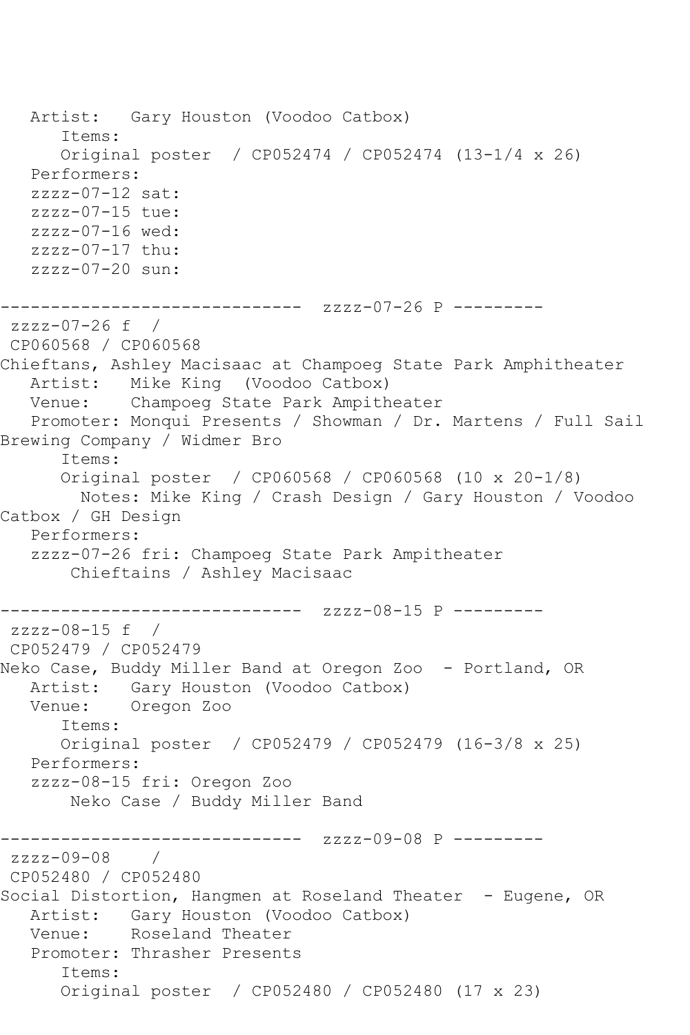```
   Artist:   Gary Houston (Voodoo Catbox)
      Items:
      Original poster  / CP052474 / CP052474 (13-1/4 x 26)
   Performers:
   zzzz-07-12 sat:
   zzzz-07-15 tue:
   zzzz-07-16 wed:
   zzzz-07-17 thu:
   zzzz-07-20 sun:

------------------------------  zzzz-07-26 P ---------
 zzzz-07-26 f  /
 CP060568 / CP060568
Chieftans, Ashley Macisaac at Champoeg State Park Amphitheater
   Artist:   Mike King  (Voodoo Catbox)
   Venue:    Champoeg State Park Ampitheater
   Promoter: Monqui Presents / Showman / Dr. Martens / Full Sail
Brewing Company / Widmer Bro
      Items:
      Original poster  / CP060568 / CP060568 (10 x 20-1/8)
        Notes: Mike King / Crash Design / Gary Houston / Voodoo
Catbox / GH Design
   Performers:
   zzzz-07-26 fri: Champoeg State Park Ampitheater
       Chieftains / Ashley Macisaac

------------------------------  zzzz-08-15 P ---------
 zzzz-08-15 f  /
 CP052479 / CP052479
Neko Case, Buddy Miller Band at Oregon Zoo  - Portland, OR
   Artist:   Gary Houston (Voodoo Catbox)
   Venue:    Oregon Zoo
      Items:
      Original poster  / CP052479 / CP052479 (16-3/8 x 25)
   Performers:
   zzzz-08-15 fri: Oregon Zoo
       Neko Case / Buddy Miller Band

------------------------------  zzzz-09-08 P ---------
 zzzz-09-08    /
 CP052480 / CP052480
Social Distortion, Hangmen at Roseland Theater  - Eugene, OR
   Artist:   Gary Houston (Voodoo Catbox)
   Venue:    Roseland Theater
   Promoter: Thrasher Presents
      Items:
      Original poster  / CP052480 / CP052480 (17 x 23)
```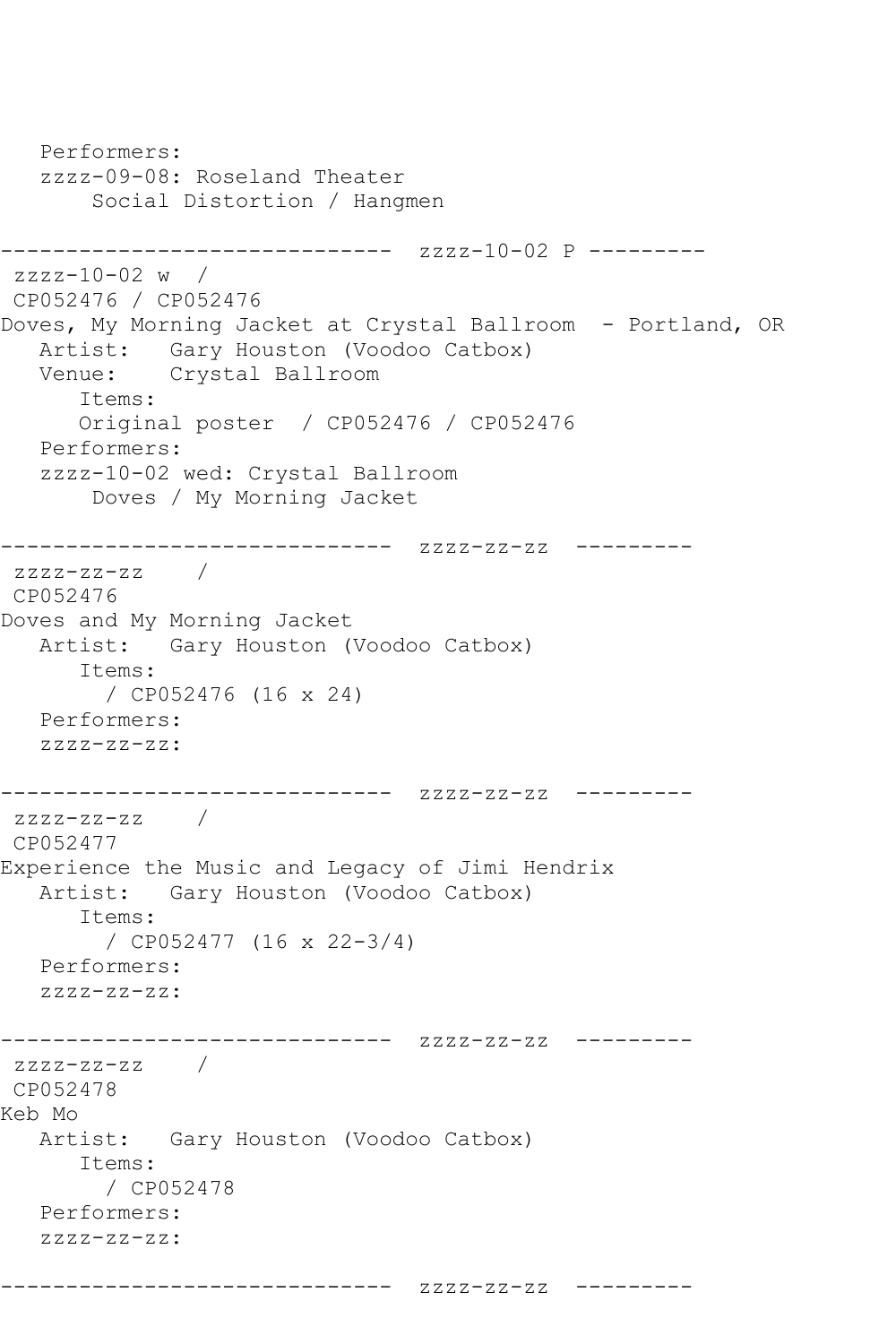```
   Performers:
   zzzz-09-08: Roseland Theater
       Social Distortion / Hangmen

------------------------------  zzzz-10-02 P ---------
 zzzz-10-02 w  /
 CP052476 / CP052476
Doves, My Morning Jacket at Crystal Ballroom  - Portland, OR
   Artist:   Gary Houston (Voodoo Catbox)
   Venue:    Crystal Ballroom
      Items:
      Original poster  / CP052476 / CP052476
   Performers:
   zzzz-10-02 wed: Crystal Ballroom
       Doves / My Morning Jacket

------------------------------  zzzz-zz-zz  ---------
 zzzz-zz-zz    /
 CP052476
Doves and My Morning Jacket
   Artist:   Gary Houston (Voodoo Catbox)
      Items:
        / CP052476 (16 x 24)
   Performers:
   zzzz-zz-zz:

------------------------------  zzzz-zz-zz  ---------
 zzzz-zz-zz    /
 CP052477
Experience the Music and Legacy of Jimi Hendrix
   Artist:   Gary Houston (Voodoo Catbox)
      Items:
        / CP052477 (16 x 22-3/4)
   Performers:
   zzzz-zz-zz:

------------------------------  zzzz-zz-zz  ---------
 zzzz-zz-zz    /
 CP052478
Keb Mo
   Artist:   Gary Houston (Voodoo Catbox)
      Items:
        / CP052478
   Performers:
   zzzz-zz-zz:

------------------------------  zzzz-zz-zz  ---------
```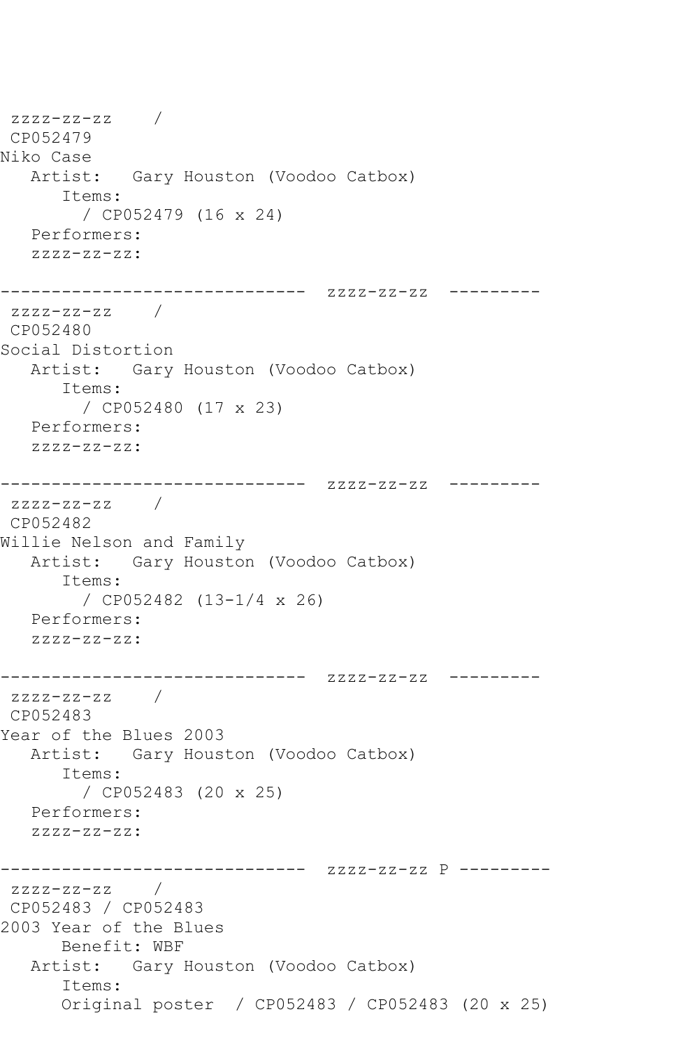zzzz-zz-zz    /
CP052479
Niko Case
   Artist:   Gary Houston (Voodoo Catbox)
      Items:
        / CP052479 (16 x 24)
   Performers:
   zzzz-zz-zz:

------------------------------  zzzz-zz-zz  ---------

zzzz-zz-zz    /
CP052480
Social Distortion
   Artist:   Gary Houston (Voodoo Catbox)
      Items:
        / CP052480 (17 x 23)
   Performers:
   zzzz-zz-zz:

------------------------------  zzzz-zz-zz  ---------

zzzz-zz-zz    /
CP052482
Willie Nelson and Family
   Artist:   Gary Houston (Voodoo Catbox)
      Items:
        / CP052482 (13-1/4 x 26)
   Performers:
   zzzz-zz-zz:

------------------------------  zzzz-zz-zz  ---------

zzzz-zz-zz    /
CP052483
Year of the Blues 2003
   Artist:   Gary Houston (Voodoo Catbox)
      Items:
        / CP052483 (20 x 25)
   Performers:
   zzzz-zz-zz:

------------------------------  zzzz-zz-zz P ---------

zzzz-zz-zz    /
CP052483 / CP052483
2003 Year of the Blues
      Benefit: WBF
   Artist:   Gary Houston (Voodoo Catbox)
      Items:
      Original poster  / CP052483 / CP052483 (20 x 25)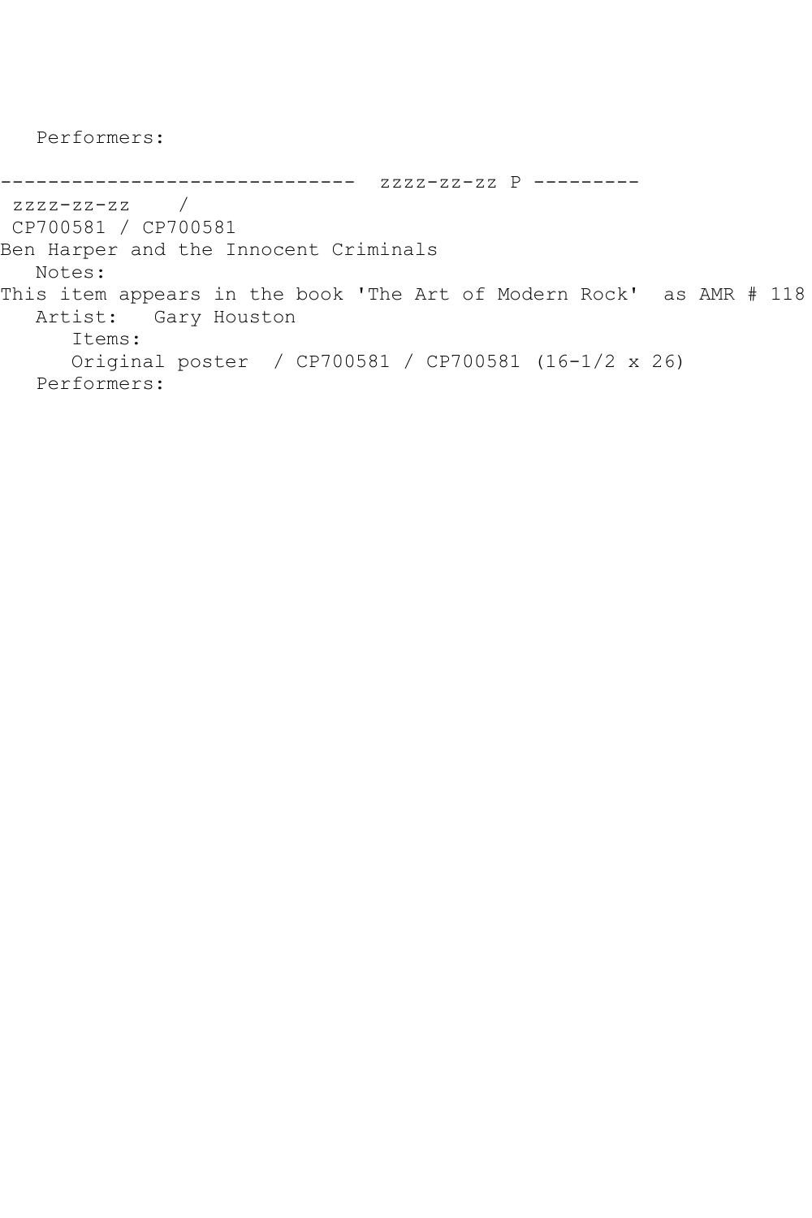Performers:

------------------------------ zzzz-zz-zz P ---------

zzzz-zz-zz /

CP700581 / CP700581

Ben Harper and the Innocent Criminals

Notes:

This item appears in the book 'The Art of Modern Rock' as AMR # 118

Artist: Gary Houston

Items:

Original poster / CP700581 / CP700581 (16-1/2 x 26)

Performers: